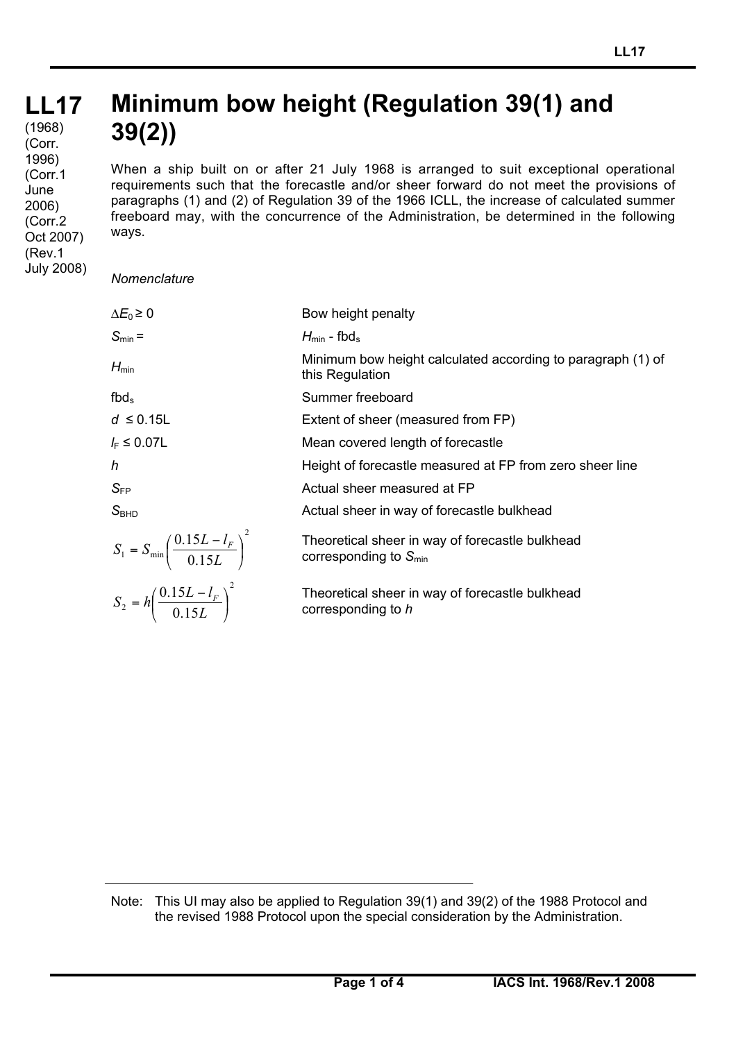# LL17 Minimum bow height (Regulation 39(1) and 39(2))

(1968)
(Corr. 1996)
(Corr.1 June 2006)
(Corr.2 Oct 2007)
(Rev.1 July 2008)

When a ship built on or after 21 July 1968 is arranged to suit exceptional operational requirements such that the forecastle and/or sheer forward do not meet the provisions of paragraphs (1) and (2) of Regulation 39 of the 1966 ICLL, the increase of calculated summer freeboard may, with the concurrence of the Administration, be determined in the following ways.

*Nomenclature*

| | |
|---|---|
| $\Delta E_0 \geq 0$ | Bow height penalty |
| $S_{min} =$ | $H_{min}$ - $fbd_s$ |
| $H_{min}$ | Minimum bow height calculated according to paragraph (1) of this Regulation |
| $fbd_s$ | Summer freeboard |
| $d \leq 0.15L$ | Extent of sheer (measured from FP) |
| $l_F \leq 0.07L$ | Mean covered length of forecastle |
| $h$ | Height of forecastle measured at FP from zero sheer line |
| $S_{FP}$ | Actual sheer measured at FP |
| $S_{BHD}$ | Actual sheer in way of forecastle bulkhead |
| $S_1 = S_{min}\left(\dfrac{0.15L - l_F}{0.15L}\right)^2$ | Theoretical sheer in way of forecastle bulkhead corresponding to $S_{min}$ |
| $S_2 = h\left(\dfrac{0.15L - l_F}{0.15L}\right)^2$ | Theoretical sheer in way of forecastle bulkhead corresponding to $h$ |

Note: This UI may also be applied to Regulation 39(1) and 39(2) of the 1988 Protocol and the revised 1988 Protocol upon the special consideration by the Administration.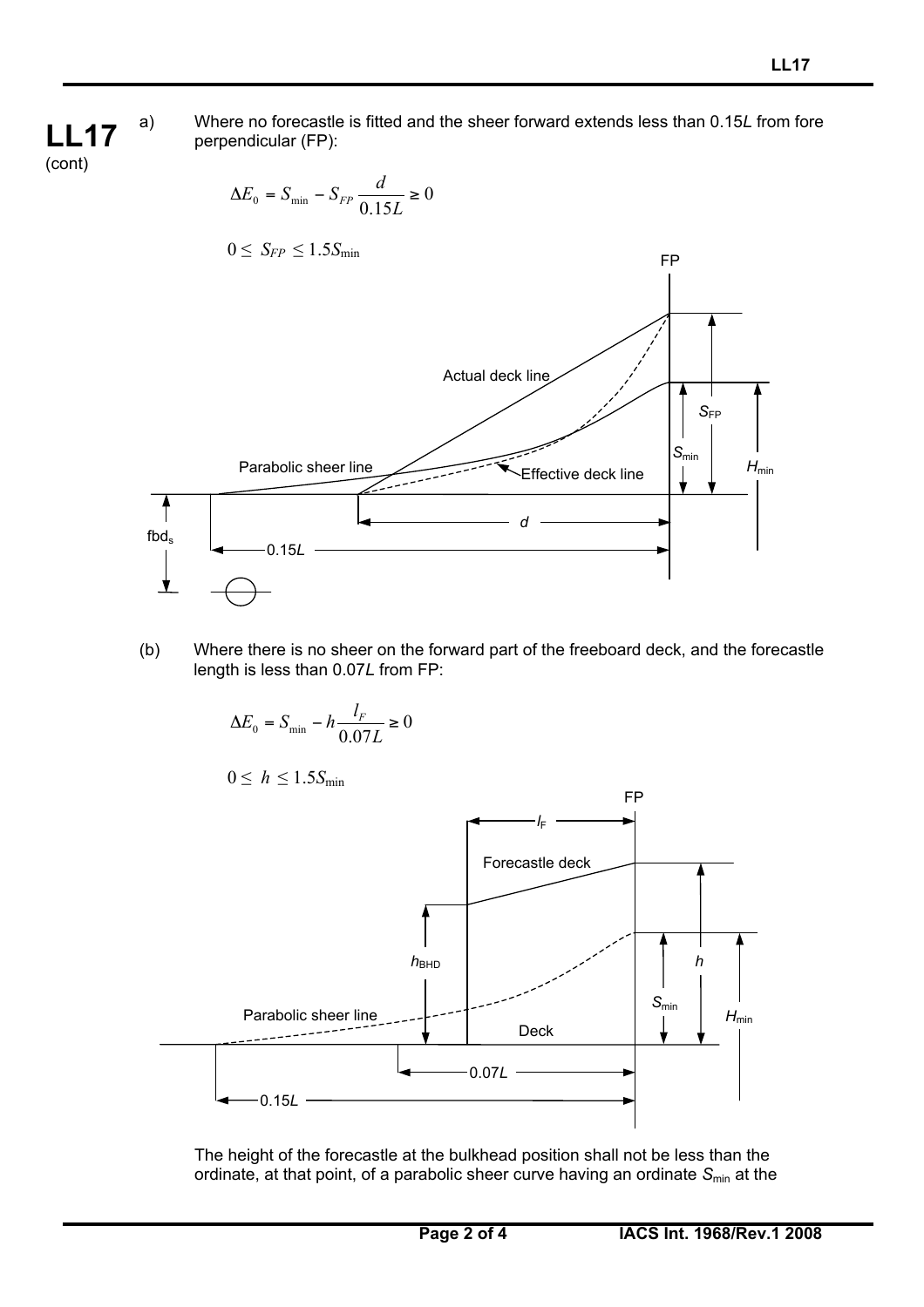a) Where no forecastle is fitted and the sheer forward extends less than 0.15*L* from fore perpendicular (FP):

$$\Delta E_0 = S_{min} - S_{FP}\frac{d}{0.15L} \geq 0$$

$$0 \leq S_{FP} \leq 1.5 S_{min}$$

(b) Where there is no sheer on the forward part of the freeboard deck, and the forecastle length is less than 0.07*L* from FP:

$$\Delta E_0 = S_{min} - h\frac{l_F}{0.07L} \geq 0$$

$$0 \leq h \leq 1.5 S_{min}$$

The height of the forecastle at the bulkhead position shall not be less than the ordinate, at that point, of a parabolic sheer curve having an ordinate $S_{min}$ at the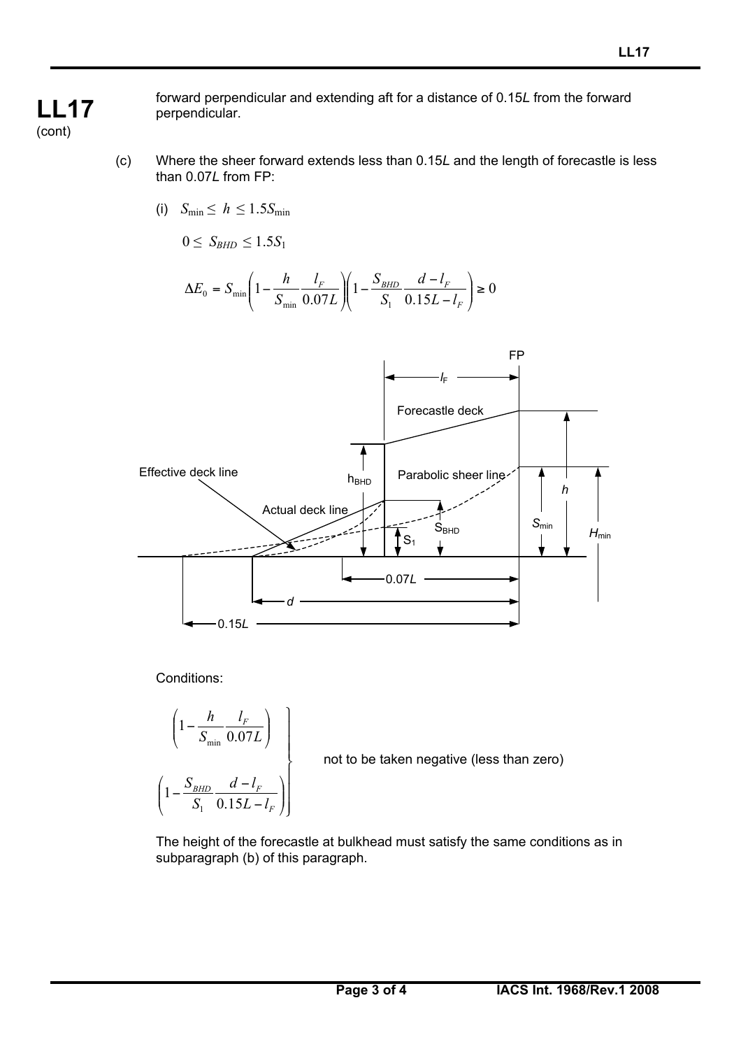forward perpendicular and extending aft for a distance of 0.15*L* from the forward perpendicular.

(c) Where the sheer forward extends less than 0.15*L* and the length of forecastle is less than 0.07*L* from FP:

(i) $S_{min} \leq h \leq 1.5 S_{min}$

$0 \leq S_{BHD} \leq 1.5 S_1$

$$\Delta E_0 = S_{min}\left(1 - \frac{h}{S_{min}}\frac{l_F}{0.07L}\right)\left(1 - \frac{S_{BHD}}{S_1}\frac{d - l_F}{0.15L - l_F}\right) \geq 0$$

Conditions:

$$\left(1 - \frac{h}{S_{min}}\frac{l_F}{0.07L}\right)$$

$$\left(1 - \frac{S_{BHD}}{S_1}\frac{d - l_F}{0.15L - l_F}\right)$$

not to be taken negative (less than zero)

The height of the forecastle at bulkhead must satisfy the same conditions as in subparagraph (b) of this paragraph.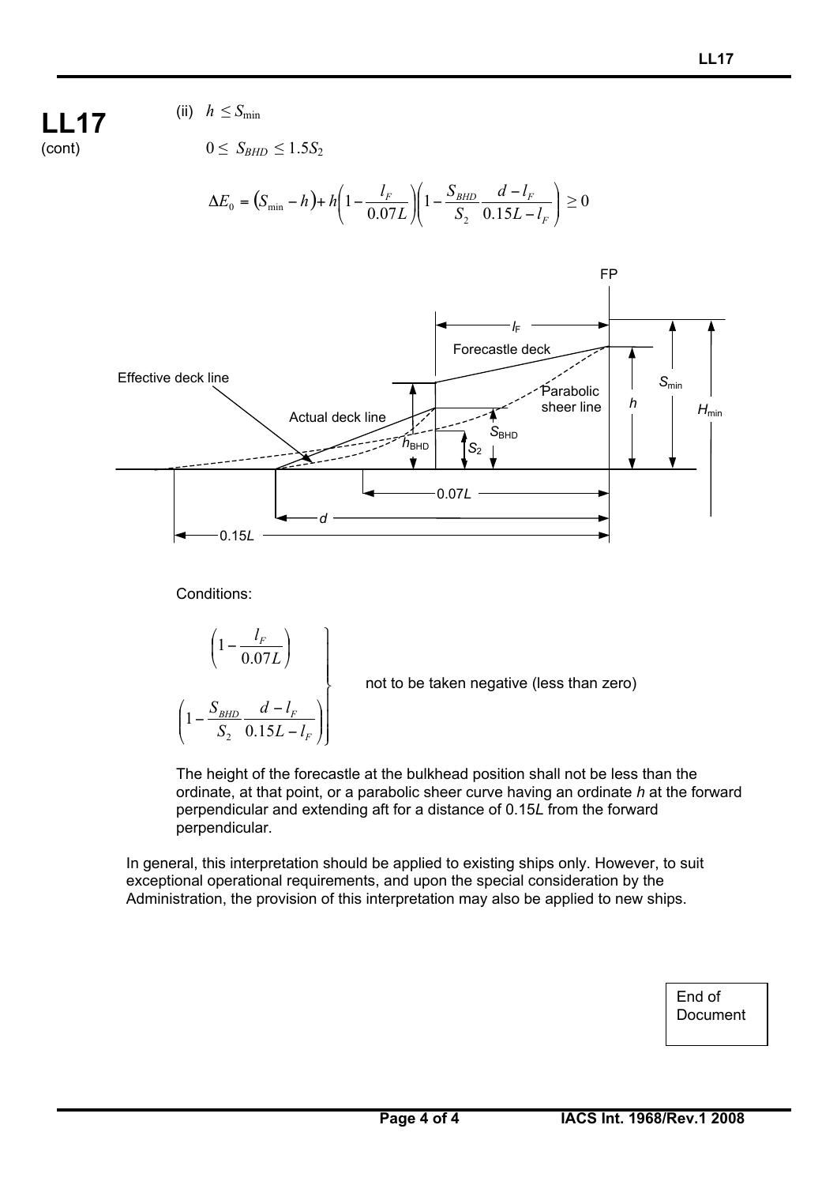**LL17** (cont)

(ii) $h \leq S_{\min}$

$0 \leq S_{BHD} \leq 1.5 S_2$

$$\Delta E_0 = (S_{\min} - h) + h\left(1 - \frac{l_F}{0.07L}\right)\left(1 - \frac{S_{BHD}}{S_2}\frac{d - l_F}{0.15L - l_F}\right) \geq 0$$

FP

$l_F$

Forecastle deck

Effective deck line

Parabolic sheer line

Actual deck line

$S_{\min}$

$h$

$H_{\min}$

$S_{BHD}$

$h_{BHD}$

$S_2$

0.07$L$

$d$

0.15$L$

Conditions:

$$\left.\begin{matrix}\left(1 - \dfrac{l_F}{0.07L}\right) \\ \left(1 - \dfrac{S_{BHD}}{S_2}\dfrac{d - l_F}{0.15L - l_F}\right)\end{matrix}\right\}$$

not to be taken negative (less than zero)

The height of the forecastle at the bulkhead position shall not be less than the ordinate, at that point, or a parabolic sheer curve having an ordinate $h$ at the forward perpendicular and extending aft for a distance of 0.15$L$ from the forward perpendicular.

In general, this interpretation should be applied to existing ships only. However, to suit exceptional operational requirements, and upon the special consideration by the Administration, the provision of this interpretation may also be applied to new ships.

End of Document